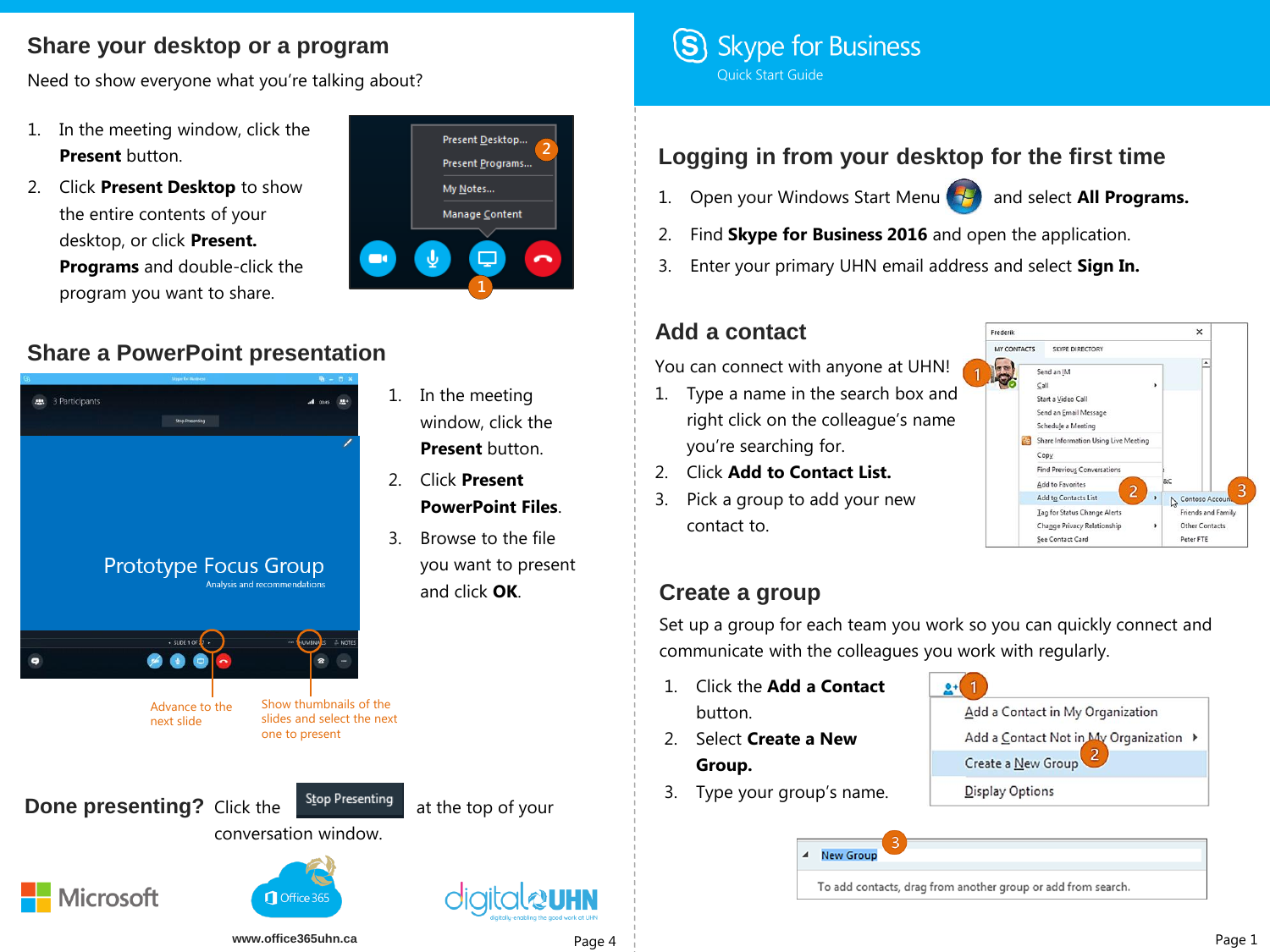## Share your desktop or a program

Need to show everyone what you're talking about?

1. In the meeting window, click the **Present** button.
2. Click **Present Desktop** to show the entire contents of your desktop, or click **Present. Programs** and double-click the program you want to share.

## Share a PowerPoint presentation

1. In the meeting window, click the **Present** button.
2. Click **Present PowerPoint Files**.
3. Browse to the file you want to present and click **OK**.

Advance to the next slide

Show thumbnails of the slides and select the next one to present

**Done presenting?** Click the Stop Presenting at the top of your conversation window.

www.office365uhn.ca

# Skype for Business

Quick Start Guide

## Logging in from your desktop for the first time

1. Open your Windows Start Menu and select **All Programs.**
2. Find **Skype for Business 2016** and open the application.
3. Enter your primary UHN email address and select **Sign In.**

## Add a contact

You can connect with anyone at UHN!

1. Type a name in the search box and right click on the colleague's name you're searching for.
2. Click **Add to Contact List.**
3. Pick a group to add your new contact to.

## Create a group

Set up a group for each team you work so you can quickly connect and communicate with the colleagues you work with regularly.

1. Click the **Add a Contact** button.
2. Select **Create a New Group.**
3. Type your group's name.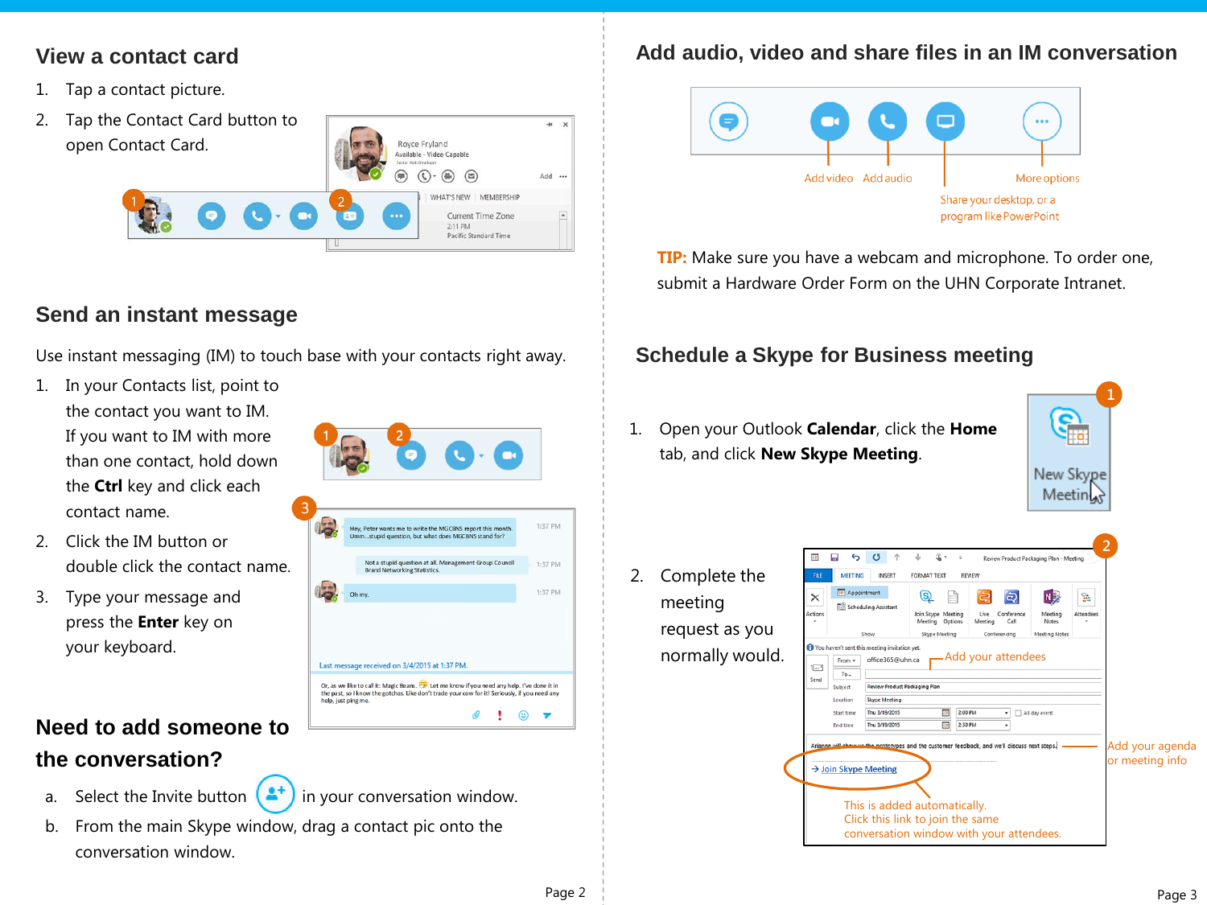## View a contact card

1. Tap a contact picture.
2. Tap the Contact Card button to open Contact Card.

## Send an instant message

Use instant messaging (IM) to touch base with your contacts right away.

1. In your Contacts list, point to the contact you want to IM. If you want to IM with more than one contact, hold down the **Ctrl** key and click each contact name.
2. Click the IM button or double click the contact name.
3. Type your message and press the **Enter** key on your keyboard.

## Need to add someone to the conversation?

a. Select the Invite button in your conversation window.

b. From the main Skype window, drag a contact pic onto the conversation window.

## Add audio, video and share files in an IM conversation

Add video

Add audio

Share your desktop, or a program like PowerPoint

More options

**TIP:** Make sure you have a webcam and microphone. To order one, submit a Hardware Order Form on the UHN Corporate Intranet.

## Schedule a Skype for Business meeting

1. Open your Outlook **Calendar**, click the **Home** tab, and click **New Skype Meeting**.
2. Complete the meeting request as you normally would.

Add your attendees

Add your agenda or meeting info

This is added automatically. Click this link to join the same conversation window with your attendees.